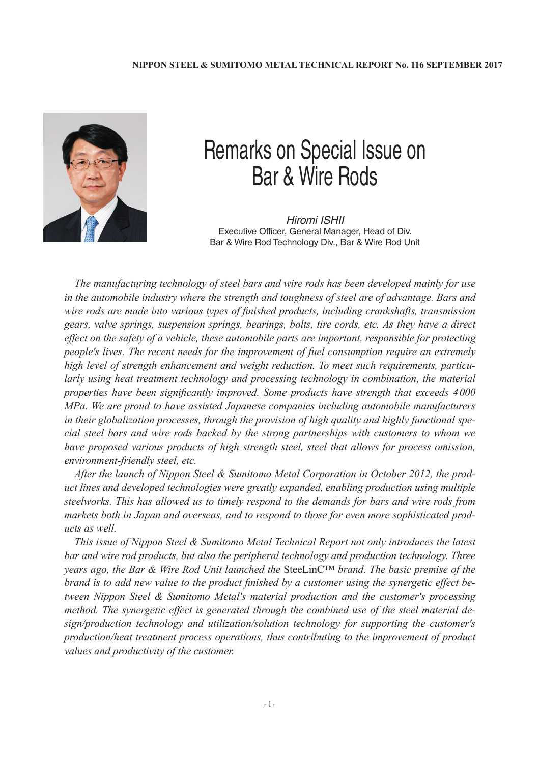# Remarks on Special Issue on Bar & Wire Rods

*Hiromi ISHII*
Executive Officer, General Manager, Head of Div.
Bar & Wire Rod Technology Div., Bar & Wire Rod Unit

*The manufacturing technology of steel bars and wire rods has been developed mainly for use in the automobile industry where the strength and toughness of steel are of advantage. Bars and wire rods are made into various types of finished products, including crankshafts, transmission gears, valve springs, suspension springs, bearings, bolts, tire cords, etc. As they have a direct effect on the safety of a vehicle, these automobile parts are important, responsible for protecting people's lives. The recent needs for the improvement of fuel consumption require an extremely high level of strength enhancement and weight reduction. To meet such requirements, particularly using heat treatment technology and processing technology in combination, the material properties have been significantly improved. Some products have strength that exceeds 4 000 MPa. We are proud to have assisted Japanese companies including automobile manufacturers in their globalization processes, through the provision of high quality and highly functional special steel bars and wire rods backed by the strong partnerships with customers to whom we have proposed various products of high strength steel, steel that allows for process omission, environment-friendly steel, etc.*

*After the launch of Nippon Steel & Sumitomo Metal Corporation in October 2012, the product lines and developed technologies were greatly expanded, enabling production using multiple steelworks. This has allowed us to timely respond to the demands for bars and wire rods from markets both in Japan and overseas, and to respond to those for even more sophisticated products as well.*

*This issue of Nippon Steel & Sumitomo Metal Technical Report not only introduces the latest bar and wire rod products, but also the peripheral technology and production technology. Three years ago, the Bar & Wire Rod Unit launched the* SteeLinC™ *brand. The basic premise of the brand is to add new value to the product finished by a customer using the synergetic effect between Nippon Steel & Sumitomo Metal's material production and the customer's processing method. The synergetic effect is generated through the combined use of the steel material design/production technology and utilization/solution technology for supporting the customer's production/heat treatment process operations, thus contributing to the improvement of product values and productivity of the customer.*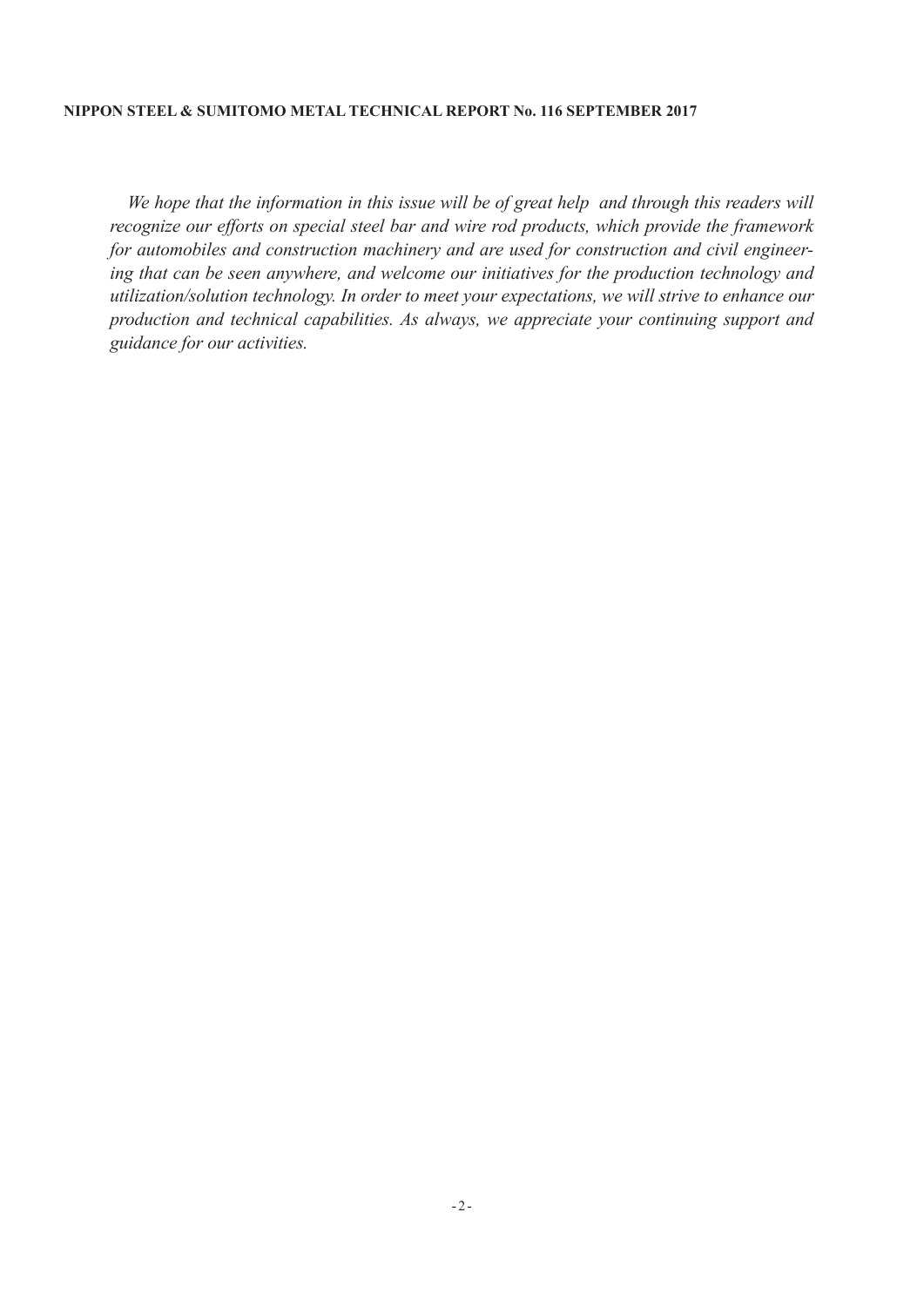*We hope that the information in this issue will be of great help and through this readers will recognize our efforts on special steel bar and wire rod products, which provide the framework for automobiles and construction machinery and are used for construction and civil engineering that can be seen anywhere, and welcome our initiatives for the production technology and utilization/solution technology. In order to meet your expectations, we will strive to enhance our production and technical capabilities. As always, we appreciate your continuing support and guidance for our activities.*